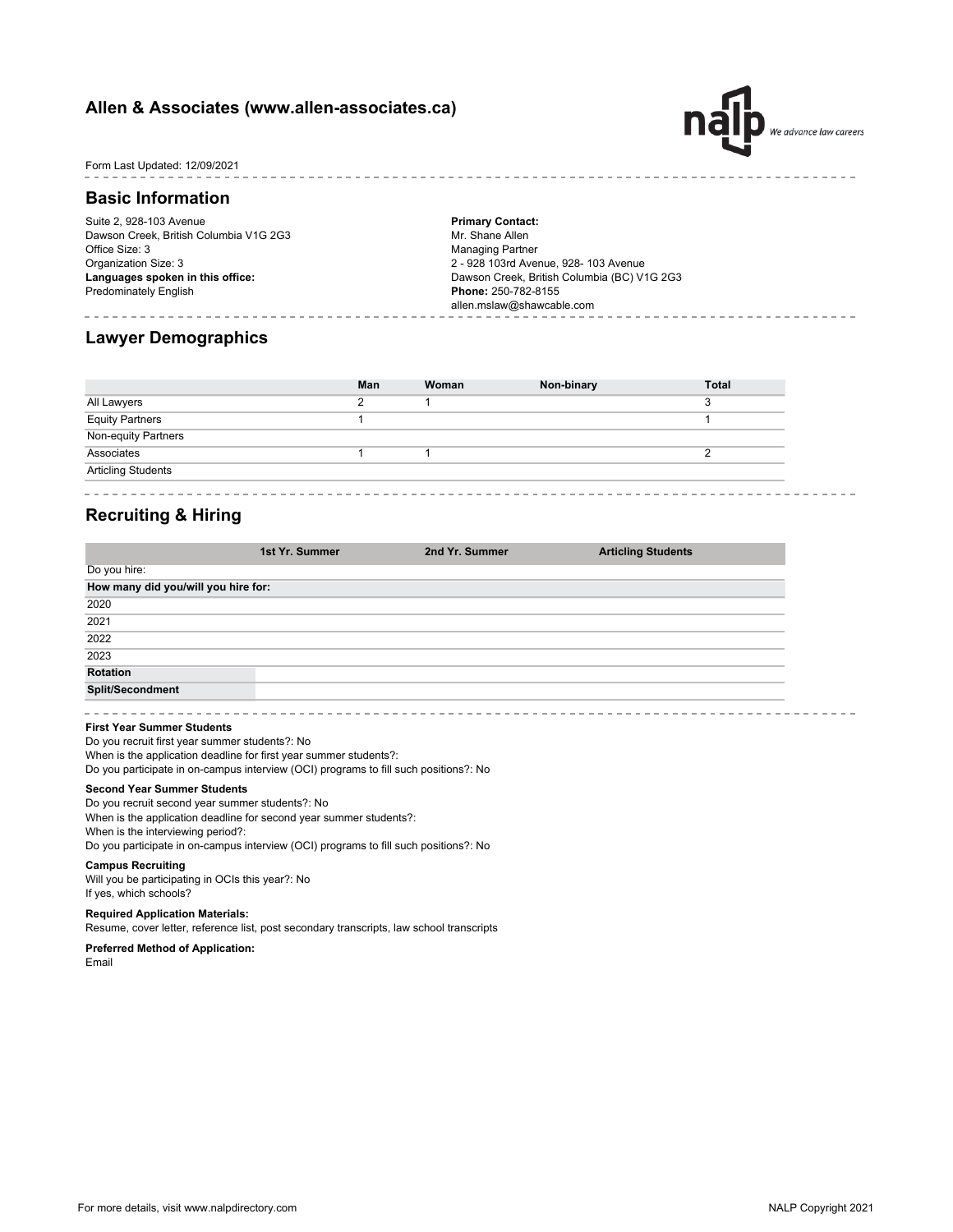## Allen & Associates (www.allen-associates.ca)

Form Last Updated: 12/09/2021

### Basic Information

Suite 2, 928-103 Avenue
Dawson Creek, British Columbia V1G 2G3
Office Size: 3
Organization Size: 3
**Languages spoken in this office:**
Predominately English

**Primary Contact:**
Mr. Shane Allen
Managing Partner
2 - 928 103rd Avenue, 928- 103 Avenue
Dawson Creek, British Columbia (BC) V1G 2G3
**Phone:** 250-782-8155
allen.mslaw@shawcable.com

### Lawyer Demographics

| | Man | Woman | Non-binary | Total |
|---|---|---|---|---|
| All Lawyers | 2 | 1 | | 3 |
| Equity Partners | 1 | | | 1 |
| Non-equity Partners | | | | |
| Associates | 1 | 1 | | 2 |
| Articling Students | | | | |

### Recruiting & Hiring

| | 1st Yr. Summer | 2nd Yr. Summer | Articling Students |
|---|---|---|---|
| Do you hire: | | | |
| **How many did you/will you hire for:** | | | |
| 2020 | | | |
| 2021 | | | |
| 2022 | | | |
| 2023 | | | |
| **Rotation** | | | |
| **Split/Secondment** | | | |

**First Year Summer Students**
Do you recruit first year summer students?: No
When is the application deadline for first year summer students?:
Do you participate in on-campus interview (OCI) programs to fill such positions?: No

**Second Year Summer Students**
Do you recruit second year summer students?: No
When is the application deadline for second year summer students?:
When is the interviewing period?:
Do you participate in on-campus interview (OCI) programs to fill such positions?: No

**Campus Recruiting**
Will you be participating in OCIs this year?: No
If yes, which schools?

**Required Application Materials:**
Resume, cover letter, reference list, post secondary transcripts, law school transcripts

**Preferred Method of Application:**
Email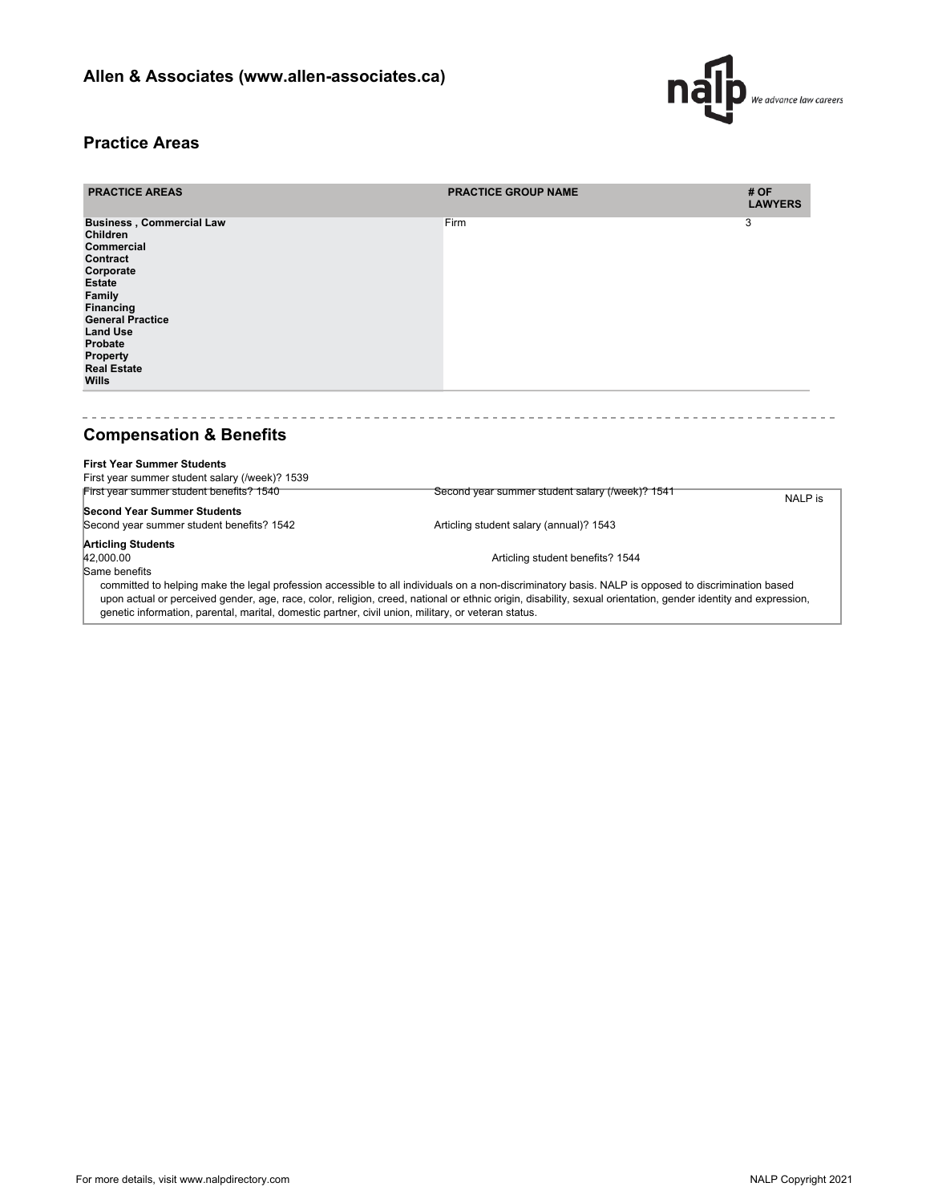## Allen & Associates (www.allen-associates.ca)

## Practice Areas

| PRACTICE AREAS | PRACTICE GROUP NAME | # OF LAWYERS |
|---|---|---|
| **Business , Commercial Law**<br>**Children**<br>**Commercial**<br>**Contract**<br>**Corporate**<br>**Estate**<br>**Family**<br>**Financing**<br>**General Practice**<br>**Land Use**<br>**Probate**<br>**Property**<br>**Real Estate**<br>**Wills** | Firm | 3 |

## Compensation & Benefits

**First Year Summer Students**

First year summer student salary (/week)? 1539

First year summer student benefits? 1540

Second year summer student salary (/week)? 1541

**Second Year Summer Students**

Second year summer student benefits? 1542

Articling student salary (annual)? 1543

**Articling Students**

42,000.00

Articling student benefits? 1544

Same benefits

NALP is committed to helping make the legal profession accessible to all individuals on a non-discriminatory basis. NALP is opposed to discrimination based upon actual or perceived gender, age, race, color, religion, creed, national or ethnic origin, disability, sexual orientation, gender identity and expression, genetic information, parental, marital, domestic partner, civil union, military, or veteran status.